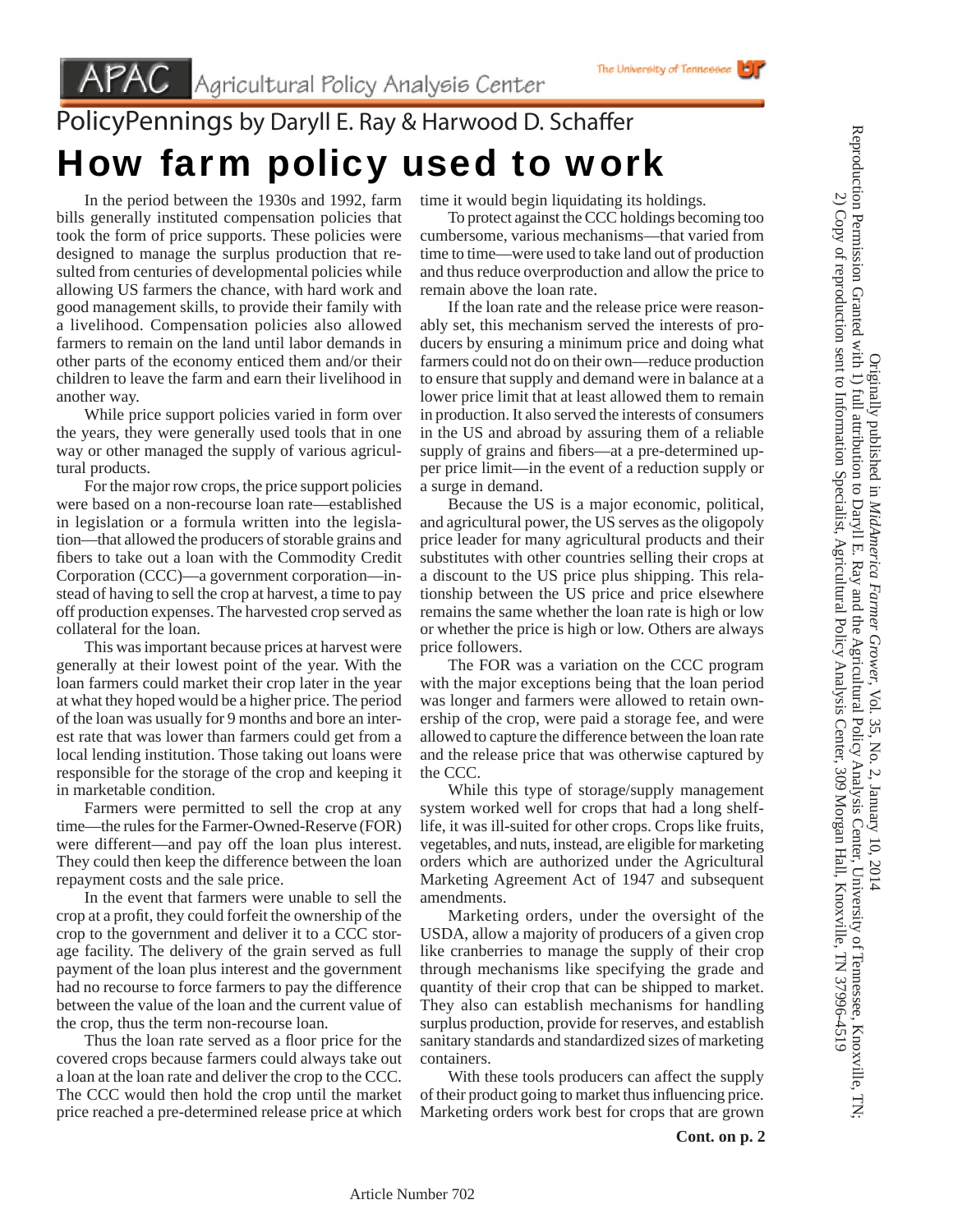APAC Agricultural Policy Analysis Center

The University of Tennessee

PolicyPennings by Daryll E. Ray & Harwood D. Schaffer

# How farm policy used to work

In the period between the 1930s and 1992, farm bills generally instituted compensation policies that took the form of price supports. These policies were designed to manage the surplus production that resulted from centuries of developmental policies while allowing US farmers the chance, with hard work and good management skills, to provide their family with a livelihood. Compensation policies also allowed farmers to remain on the land until labor demands in other parts of the economy enticed them and/or their children to leave the farm and earn their livelihood in another way.

While price support policies varied in form over the years, they were generally used tools that in one way or other managed the supply of various agricultural products.

For the major row crops, the price support policies were based on a non-recourse loan rate—established in legislation or a formula written into the legislation—that allowed the producers of storable grains and fibers to take out a loan with the Commodity Credit Corporation (CCC)—a government corporation—instead of having to sell the crop at harvest, a time to pay off production expenses. The harvested crop served as collateral for the loan.

This was important because prices at harvest were generally at their lowest point of the year. With the loan farmers could market their crop later in the year at what they hoped would be a higher price. The period of the loan was usually for 9 months and bore an interest rate that was lower than farmers could get from a local lending institution. Those taking out loans were responsible for the storage of the crop and keeping it in marketable condition.

Farmers were permitted to sell the crop at any time—the rules for the Farmer-Owned-Reserve (FOR) were different—and pay off the loan plus interest. They could then keep the difference between the loan repayment costs and the sale price.

In the event that farmers were unable to sell the crop at a profit, they could forfeit the ownership of the crop to the government and deliver it to a CCC storage facility. The delivery of the grain served as full payment of the loan plus interest and the government had no recourse to force farmers to pay the difference between the value of the loan and the current value of the crop, thus the term non-recourse loan.

Thus the loan rate served as a floor price for the covered crops because farmers could always take out a loan at the loan rate and deliver the crop to the CCC. The CCC would then hold the crop until the market price reached a pre-determined release price at which time it would begin liquidating its holdings.

To protect against the CCC holdings becoming too cumbersome, various mechanisms—that varied from time to time—were used to take land out of production and thus reduce overproduction and allow the price to remain above the loan rate.

If the loan rate and the release price were reasonably set, this mechanism served the interests of producers by ensuring a minimum price and doing what farmers could not do on their own—reduce production to ensure that supply and demand were in balance at a lower price limit that at least allowed them to remain in production. It also served the interests of consumers in the US and abroad by assuring them of a reliable supply of grains and fibers—at a pre-determined upper price limit—in the event of a reduction supply or a surge in demand.

Because the US is a major economic, political, and agricultural power, the US serves as the oligopoly price leader for many agricultural products and their substitutes with other countries selling their crops at a discount to the US price plus shipping. This relationship between the US price and price elsewhere remains the same whether the loan rate is high or low or whether the price is high or low. Others are always price followers.

The FOR was a variation on the CCC program with the major exceptions being that the loan period was longer and farmers were allowed to retain ownership of the crop, were paid a storage fee, and were allowed to capture the difference between the loan rate and the release price that was otherwise captured by the CCC.

While this type of storage/supply management system worked well for crops that had a long shelf-life, it was ill-suited for other crops. Crops like fruits, vegetables, and nuts, instead, are eligible for marketing orders which are authorized under the Agricultural Marketing Agreement Act of 1947 and subsequent amendments.

Marketing orders, under the oversight of the USDA, allow a majority of producers of a given crop like cranberries to manage the supply of their crop through mechanisms like specifying the grade and quantity of their crop that can be shipped to market. They also can establish mechanisms for handling surplus production, provide for reserves, and establish sanitary standards and standardized sizes of marketing containers.

With these tools producers can affect the supply of their product going to market thus influencing price. Marketing orders work best for crops that are grown

**Cont. on p. 2**

Originally published in *MidAmerica Farmer Grower*, Vol. 35, No. 2, January 10, 2014

Reproduction Permission Granted with 1) full attribution to Daryll E. Ray and the Agricultural Policy Analysis Center, University of Tennessee, Knoxville, TN; 2) Copy of reproduction sent to Information Specialist, Agricultural Policy Analysis Center, 309 Morgan Hall, Knoxville, TN 37996-4519

Article Number 702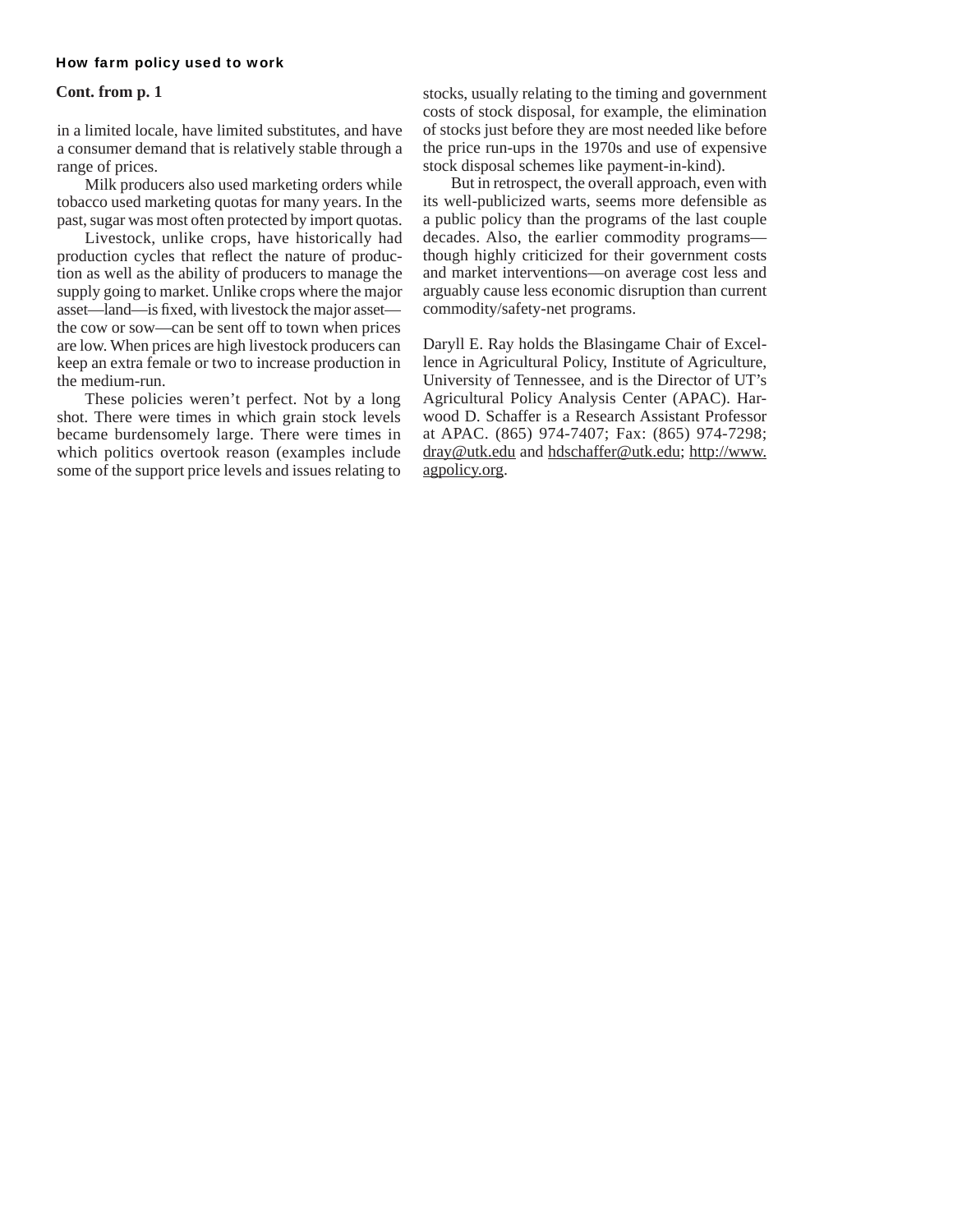## How farm policy used to work

**Cont. from p. 1**

in a limited locale, have limited substitutes, and have a consumer demand that is relatively stable through a range of prices.

Milk producers also used marketing orders while tobacco used marketing quotas for many years. In the past, sugar was most often protected by import quotas.

Livestock, unlike crops, have historically had production cycles that reflect the nature of production as well as the ability of producers to manage the supply going to market. Unlike crops where the major asset—land—is fixed, with livestock the major asset—the cow or sow—can be sent off to town when prices are low. When prices are high livestock producers can keep an extra female or two to increase production in the medium-run.

These policies weren't perfect. Not by a long shot. There were times in which grain stock levels became burdensomely large. There were times in which politics overtook reason (examples include some of the support price levels and issues relating to stocks, usually relating to the timing and government costs of stock disposal, for example, the elimination of stocks just before they are most needed like before the price run-ups in the 1970s and use of expensive stock disposal schemes like payment-in-kind).

But in retrospect, the overall approach, even with its well-publicized warts, seems more defensible as a public policy than the programs of the last couple decades. Also, the earlier commodity programs—though highly criticized for their government costs and market interventions—on average cost less and arguably cause less economic disruption than current commodity/safety-net programs.

Daryll E. Ray holds the Blasingame Chair of Excellence in Agricultural Policy, Institute of Agriculture, University of Tennessee, and is the Director of UT's Agricultural Policy Analysis Center (APAC). Harwood D. Schaffer is a Research Assistant Professor at APAC. (865) 974-7407; Fax: (865) 974-7298; dray@utk.edu and hdschaffer@utk.edu; http://www.agpolicy.org.